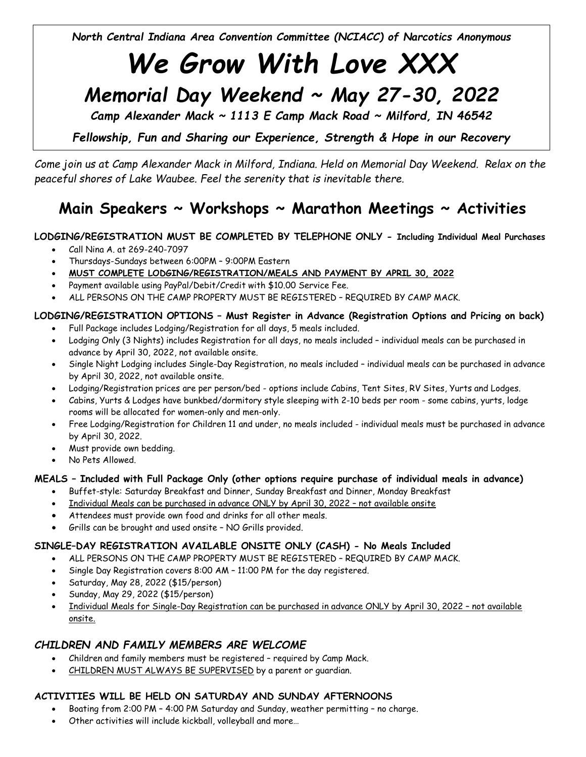*North Central Indiana Area Convention Committee (NCIACC) of Narcotics Anonymous*

# *We Grow With Love XXX*

## *Memorial Day Weekend ~ May 27-30, 2022*

***Camp Alexander Mack ~ 1113 E Camp Mack Road ~ Milford, IN 46542***

***Fellowship, Fun and Sharing our Experience, Strength & Hope in our Recovery***

*Come join us at Camp Alexander Mack in Milford, Indiana. Held on Memorial Day Weekend. Relax on the peaceful shores of Lake Waubee. Feel the serenity that is inevitable there.*

## Main Speakers ~ Workshops ~ Marathon Meetings ~ Activities

**LODGING/REGISTRATION MUST BE COMPLETED BY TELEPHONE ONLY - Including Individual Meal Purchases**

- Call Nina A. at 269-240-7097
- Thursdays-Sundays between 6:00PM – 9:00PM Eastern
- **MUST COMPLETE LODGING/REGISTRATION/MEALS AND PAYMENT BY APRIL 30, 2022**
- Payment available using PayPal/Debit/Credit with $10.00 Service Fee.
- ALL PERSONS ON THE CAMP PROPERTY MUST BE REGISTERED – REQUIRED BY CAMP MACK.

**LODGING/REGISTRATION OPTIONS – Must Register in Advance (Registration Options and Pricing on back)**

- Full Package includes Lodging/Registration for all days, 5 meals included.
- Lodging Only (3 Nights) includes Registration for all days, no meals included – individual meals can be purchased in advance by April 30, 2022, not available onsite.
- Single Night Lodging includes Single-Day Registration, no meals included – individual meals can be purchased in advance by April 30, 2022, not available onsite.
- Lodging/Registration prices are per person/bed - options include Cabins, Tent Sites, RV Sites, Yurts and Lodges.
- Cabins, Yurts & Lodges have bunkbed/dormitory style sleeping with 2-10 beds per room - some cabins, yurts, lodge rooms will be allocated for women-only and men-only.
- Free Lodging/Registration for Children 11 and under, no meals included - individual meals must be purchased in advance by April 30, 2022.
- Must provide own bedding.
- No Pets Allowed.

**MEALS – Included with Full Package Only (other options require purchase of individual meals in advance)**

- Buffet-style: Saturday Breakfast and Dinner, Sunday Breakfast and Dinner, Monday Breakfast
- Individual Meals can be purchased in advance ONLY by April 30, 2022 – not available onsite
- Attendees must provide own food and drinks for all other meals.
- Grills can be brought and used onsite – NO Grills provided.

**SINGLE–DAY REGISTRATION AVAILABLE ONSITE ONLY (CASH) - No Meals Included**

- ALL PERSONS ON THE CAMP PROPERTY MUST BE REGISTERED – REQUIRED BY CAMP MACK.
- Single Day Registration covers 8:00 AM – 11:00 PM for the day registered.
- Saturday, May 28, 2022 ($15/person)
- Sunday, May 29, 2022 ($15/person)
- Individual Meals for Single-Day Registration can be purchased in advance ONLY by April 30, 2022 – not available onsite.

### *CHILDREN AND FAMILY MEMBERS ARE WELCOME*

- Children and family members must be registered – required by Camp Mack.
- CHILDREN MUST ALWAYS BE SUPERVISED by a parent or guardian.

**ACTIVITIES WILL BE HELD ON SATURDAY AND SUNDAY AFTERNOONS**

- Boating from 2:00 PM – 4:00 PM Saturday and Sunday, weather permitting – no charge.
- Other activities will include kickball, volleyball and more…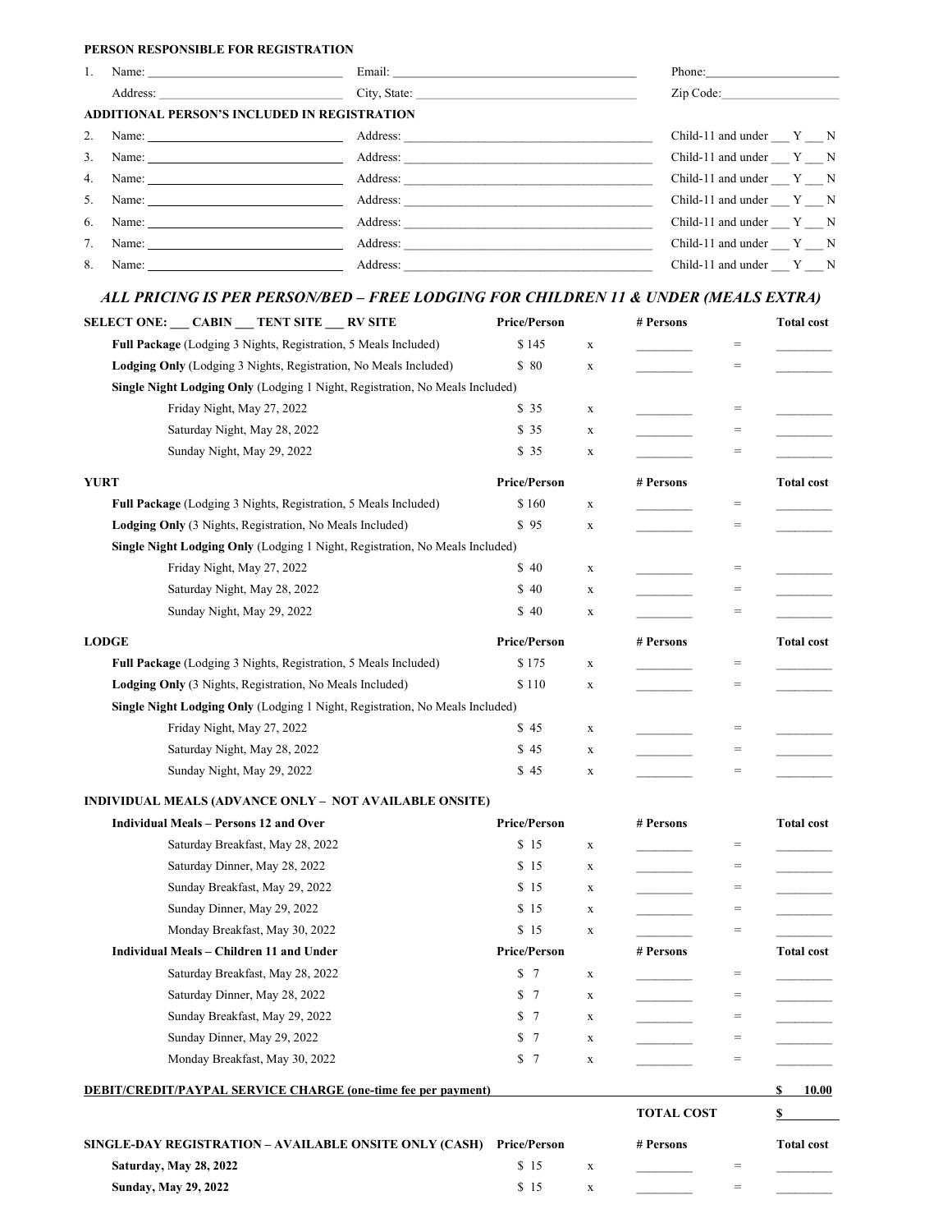**PERSON RESPONSIBLE FOR REGISTRATION**

| | | | |
|---|---|---|---|
| 1. | Name: ______________________________ | Email: ______________________________________ | Phone: ____________________ |
| | Address: ____________________________ | City, State: __________________________________ | Zip Code: __________________ |

**ADDITIONAL PERSON'S INCLUDED IN REGISTRATION**

| | | | |
|---|---|---|---|
| 2. | Name: ______________________________ | Address: ______________________________________ | Child-11 and under ___ Y ___ N |
| 3. | Name: ______________________________ | Address: ______________________________________ | Child-11 and under ___ Y ___ N |
| 4. | Name: ______________________________ | Address: ______________________________________ | Child-11 and under ___ Y ___ N |
| 5. | Name: ______________________________ | Address: ______________________________________ | Child-11 and under ___ Y ___ N |
| 6. | Name: ______________________________ | Address: ______________________________________ | Child-11 and under ___ Y ___ N |
| 7. | Name: ______________________________ | Address: ______________________________________ | Child-11 and under ___ Y ___ N |
| 8. | Name: ______________________________ | Address: ______________________________________ | Child-11 and under ___ Y ___ N |

***ALL PRICING IS PER PERSON/BED – FREE LODGING FOR CHILDREN 11 & UNDER (MEALS EXTRA)***

| **SELECT ONE: ___ CABIN ___ TENT SITE ___ RV SITE** | **Price/Person** | | **# Persons** | | **Total cost** |
|---|---|---|---|---|---|
| **Full Package** (Lodging 3 Nights, Registration, 5 Meals Included) | $ 145 | x | ________ | = | ________ |
| **Lodging Only** (Lodging 3 Nights, Registration, No Meals Included) | $ 80 | x | ________ | = | ________ |
| **Single Night Lodging Only** (Lodging 1 Night, Registration, No Meals Included) | | | | | |
| Friday Night, May 27, 2022 | $ 35 | x | ________ | = | ________ |
| Saturday Night, May 28, 2022 | $ 35 | x | ________ | = | ________ |
| Sunday Night, May 29, 2022 | $ 35 | x | ________ | = | ________ |
| **YURT** | **Price/Person** | | **# Persons** | | **Total cost** |
| **Full Package** (Lodging 3 Nights, Registration, 5 Meals Included) | $ 160 | x | ________ | = | ________ |
| **Lodging Only** (3 Nights, Registration, No Meals Included) | $ 95 | x | ________ | = | ________ |
| **Single Night Lodging Only** (Lodging 1 Night, Registration, No Meals Included) | | | | | |
| Friday Night, May 27, 2022 | $ 40 | x | ________ | = | ________ |
| Saturday Night, May 28, 2022 | $ 40 | x | ________ | = | ________ |
| Sunday Night, May 29, 2022 | $ 40 | x | ________ | = | ________ |
| **LODGE** | **Price/Person** | | **# Persons** | | **Total cost** |
| **Full Package** (Lodging 3 Nights, Registration, 5 Meals Included) | $ 175 | x | ________ | = | ________ |
| **Lodging Only** (3 Nights, Registration, No Meals Included) | $ 110 | x | ________ | = | ________ |
| **Single Night Lodging Only** (Lodging 1 Night, Registration, No Meals Included) | | | | | |
| Friday Night, May 27, 2022 | $ 45 | x | ________ | = | ________ |
| Saturday Night, May 28, 2022 | $ 45 | x | ________ | = | ________ |
| Sunday Night, May 29, 2022 | $ 45 | x | ________ | = | ________ |
| **INDIVIDUAL MEALS (ADVANCE ONLY – NOT AVAILABLE ONSITE)** | | | | | |
| **Individual Meals – Persons 12 and Over** | **Price/Person** | | **# Persons** | | **Total cost** |
| Saturday Breakfast, May 28, 2022 | $ 15 | x | ________ | = | ________ |
| Saturday Dinner, May 28, 2022 | $ 15 | x | ________ | = | ________ |
| Sunday Breakfast, May 29, 2022 | $ 15 | x | ________ | = | ________ |
| Sunday Dinner, May 29, 2022 | $ 15 | x | ________ | = | ________ |
| Monday Breakfast, May 30, 2022 | $ 15 | x | ________ | = | ________ |
| **Individual Meals – Children 11 and Under** | **Price/Person** | | **# Persons** | | **Total cost** |
| Saturday Breakfast, May 28, 2022 | $ 7 | x | ________ | = | ________ |
| Saturday Dinner, May 28, 2022 | $ 7 | x | ________ | = | ________ |
| Sunday Breakfast, May 29, 2022 | $ 7 | x | ________ | = | ________ |
| Sunday Dinner, May 29, 2022 | $ 7 | x | ________ | = | ________ |
| Monday Breakfast, May 30, 2022 | $ 7 | x | ________ | = | ________ |
| **DEBIT/CREDIT/PAYPAL SERVICE CHARGE (one-time fee per payment)** | | | | | **$ 10.00** |
| | | | **TOTAL COST** | | **$** ________ |

| **SINGLE-DAY REGISTRATION – AVAILABLE ONSITE ONLY (CASH)** | **Price/Person** | | **# Persons** | | **Total cost** |
|---|---|---|---|---|---|
| **Saturday, May 28, 2022** | $ 15 | x | ________ | = | ________ |
| **Sunday, May 29, 2022** | $ 15 | x | ________ | = | ________ |